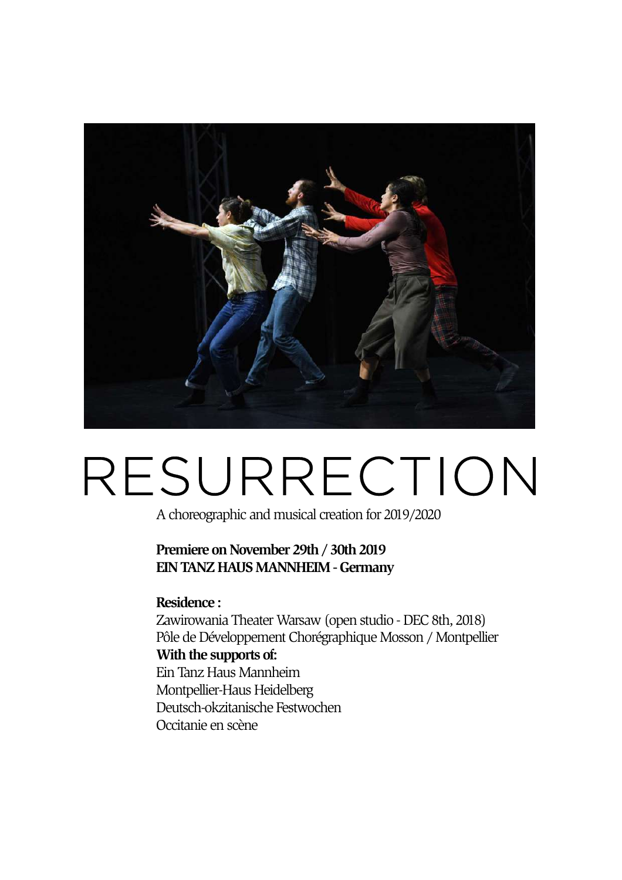# RESURRECTION

A choreographic and musical creation for 2019/2020

**Premiere on November 29th / 30th 2019**
**EIN TANZ HAUS MANNHEIM - Germany**

**Residence :**
Zawirowania Theater Warsaw (open studio - DEC 8th, 2018)
Pôle de Développement Chorégraphique Mosson / Montpellier
**With the supports of:**
Ein Tanz Haus Mannheim
Montpellier-Haus Heidelberg
Deutsch-okzitanische Festwochen
Occitanie en scène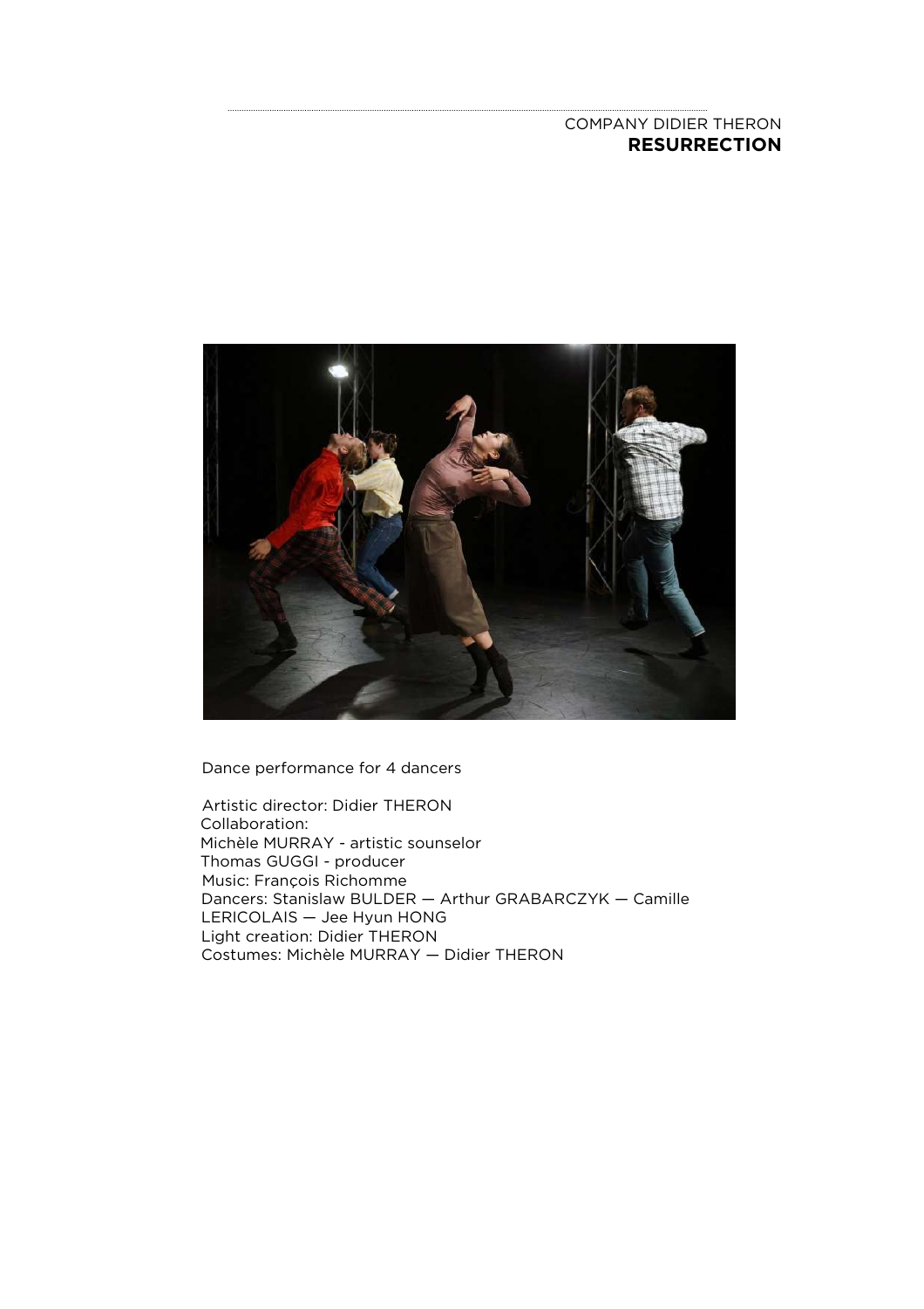COMPANY DIDIER THERON
**RESURRECTION**

Dance performance for 4 dancers

Artistic director: Didier THERON
Collaboration:
Michèle MURRAY - artistic sounselor
Thomas GUGGI - producer
Music: François Richomme
Dancers: Stanislaw BULDER — Arthur GRABARCZYK — Camille LERICOLAIS — Jee Hyun HONG
Light creation: Didier THERON
Costumes: Michèle MURRAY — Didier THERON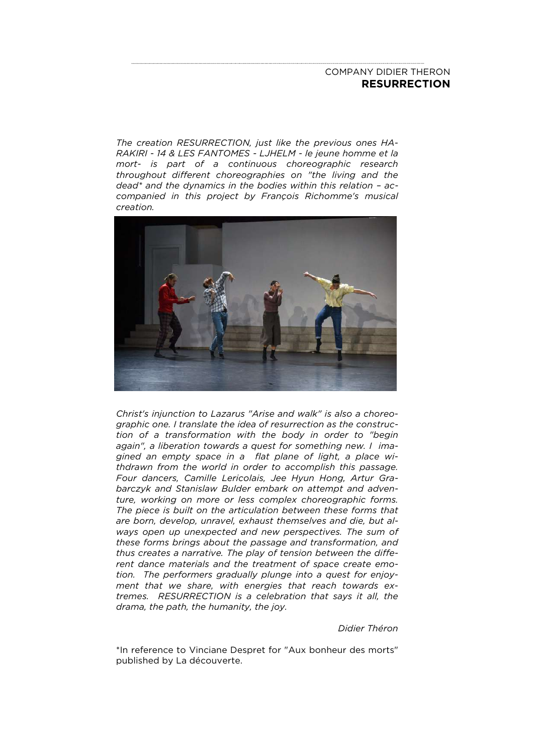COMPANY DIDIER THERON
**RESURRECTION**

*The creation RESURRECTION, just like the previous ones HA-RAKIRI - 14 & LES FANTOMES - LJHELM - le jeune homme et la mort- is part of a continuous choreographic research throughout different choreographies on "the living and the dead* and the dynamics in the bodies within this relation – accompanied in this project by François Richomme's musical creation.*

*Christ's injunction to Lazarus "Arise and walk" is also a choreographic one. I translate the idea of resurrection as the construction of a transformation with the body in order to "begin again", a liberation towards a quest for something new. I imagined an empty space in a flat plane of light, a place withdrawn from the world in order to accomplish this passage. Four dancers, Camille Lericolais, Jee Hyun Hong, Artur Grabarczyk and Stanislaw Bulder embark on attempt and adventure, working on more or less complex choreographic forms. The piece is built on the articulation between these forms that are born, develop, unravel, exhaust themselves and die, but always open up unexpected and new perspectives. The sum of these forms brings about the passage and transformation, and thus creates a narrative. The play of tension between the different dance materials and the treatment of space create emotion. The performers gradually plunge into a quest for enjoyment that we share, with energies that reach towards extremes. RESURRECTION is a celebration that says it all, the drama, the path, the humanity, the joy.*

*Didier Théron*

*In reference to Vinciane Despret for "Aux bonheur des morts" published by La découverte.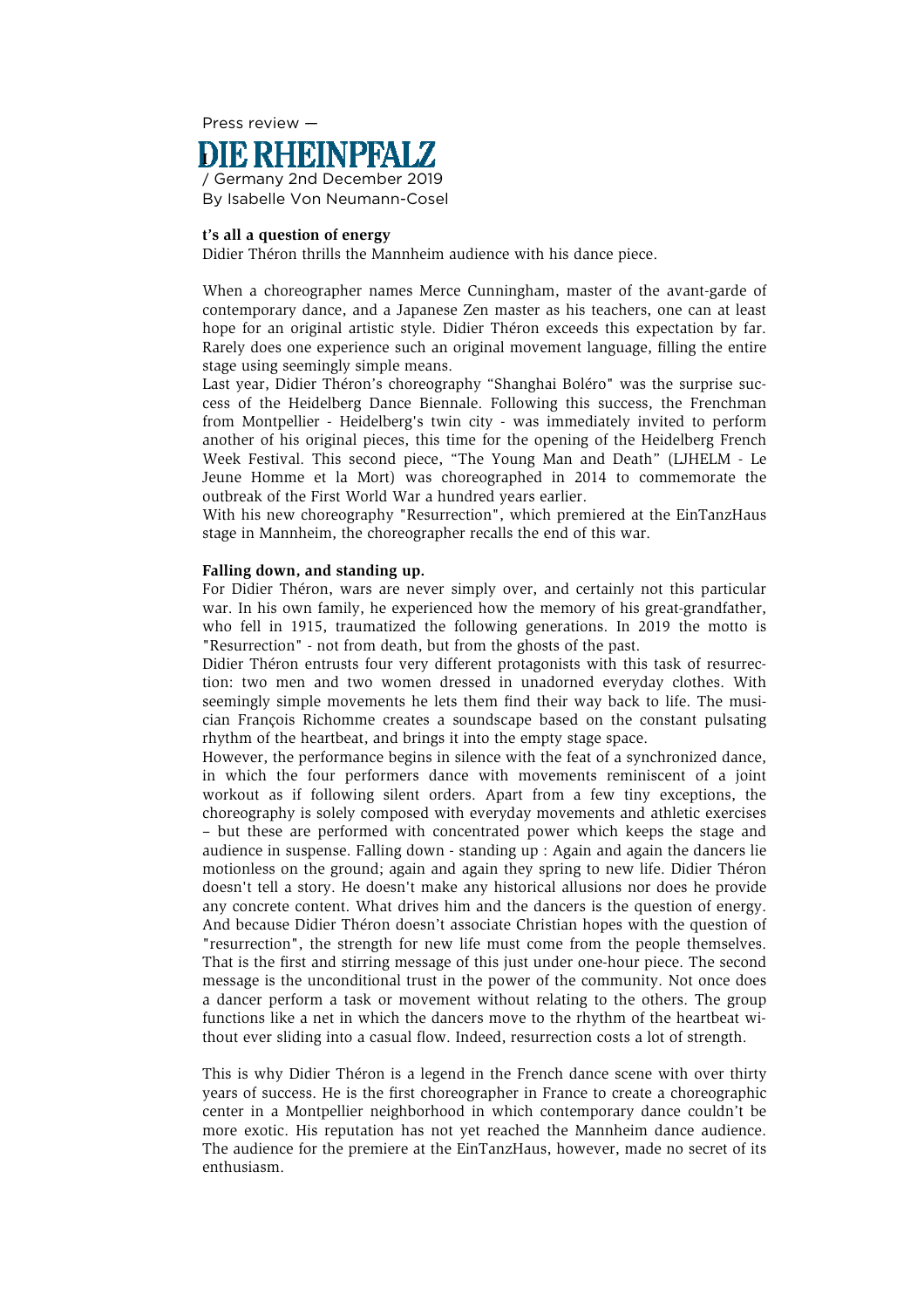Press review —

# DIE RHEINPFALZ

/ Germany 2nd December 2019
By Isabelle Von Neumann-Cosel

**t's all a question of energy**

Didier Théron thrills the Mannheim audience with his dance piece.

When a choreographer names Merce Cunningham, master of the avant-garde of contemporary dance, and a Japanese Zen master as his teachers, one can at least hope for an original artistic style. Didier Théron exceeds this expectation by far. Rarely does one experience such an original movement language, filling the entire stage using seemingly simple means.

Last year, Didier Théron's choreography "Shanghai Boléro" was the surprise success of the Heidelberg Dance Biennale. Following this success, the Frenchman from Montpellier - Heidelberg's twin city - was immediately invited to perform another of his original pieces, this time for the opening of the Heidelberg French Week Festival. This second piece, "The Young Man and Death" (LJHELM - Le Jeune Homme et la Mort) was choreographed in 2014 to commemorate the outbreak of the First World War a hundred years earlier.

With his new choreography "Resurrection", which premiered at the EinTanzHaus stage in Mannheim, the choreographer recalls the end of this war.

**Falling down, and standing up.**

For Didier Théron, wars are never simply over, and certainly not this particular war. In his own family, he experienced how the memory of his great-grandfather, who fell in 1915, traumatized the following generations. In 2019 the motto is "Resurrection" - not from death, but from the ghosts of the past.

Didier Théron entrusts four very different protagonists with this task of resurrection: two men and two women dressed in unadorned everyday clothes. With seemingly simple movements he lets them find their way back to life. The musician François Richomme creates a soundscape based on the constant pulsating rhythm of the heartbeat, and brings it into the empty stage space.

However, the performance begins in silence with the feat of a synchronized dance, in which the four performers dance with movements reminiscent of a joint workout as if following silent orders. Apart from a few tiny exceptions, the choreography is solely composed with everyday movements and athletic exercises – but these are performed with concentrated power which keeps the stage and audience in suspense. Falling down - standing up : Again and again the dancers lie motionless on the ground; again and again they spring to new life. Didier Théron doesn't tell a story. He doesn't make any historical allusions nor does he provide any concrete content. What drives him and the dancers is the question of energy. And because Didier Théron doesn't associate Christian hopes with the question of "resurrection", the strength for new life must come from the people themselves. That is the first and stirring message of this just under one-hour piece. The second message is the unconditional trust in the power of the community. Not once does a dancer perform a task or movement without relating to the others. The group functions like a net in which the dancers move to the rhythm of the heartbeat without ever sliding into a casual flow. Indeed, resurrection costs a lot of strength.

This is why Didier Théron is a legend in the French dance scene with over thirty years of success. He is the first choreographer in France to create a choreographic center in a Montpellier neighborhood in which contemporary dance couldn't be more exotic. His reputation has not yet reached the Mannheim dance audience. The audience for the premiere at the EinTanzHaus, however, made no secret of its enthusiasm.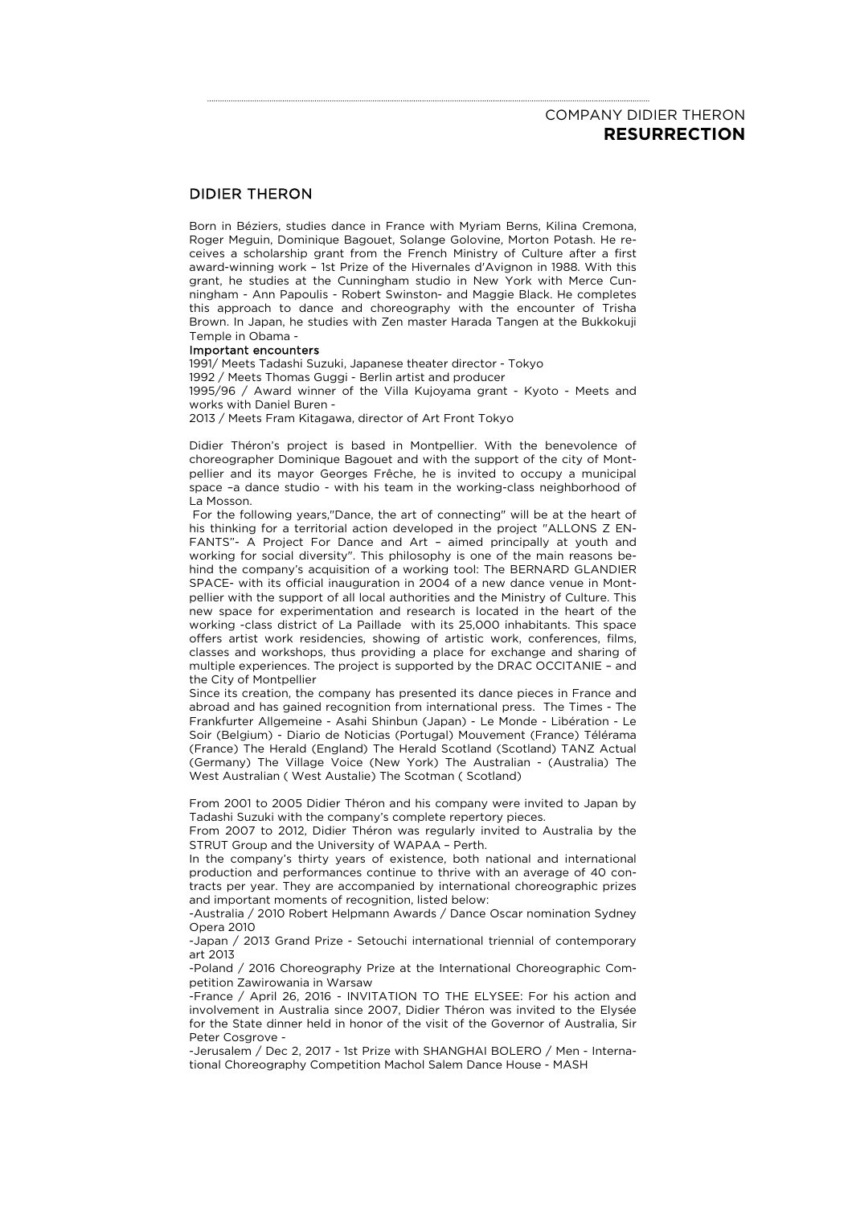## DIDIER THERON

Born in Béziers, studies dance in France with Myriam Berns, Kilina Cremona, Roger Meguin, Dominique Bagouet, Solange Golovine, Morton Potash. He receives a scholarship grant from the French Ministry of Culture after a first award-winning work – 1st Prize of the Hivernales d'Avignon in 1988. With this grant, he studies at the Cunningham studio in New York with Merce Cunningham - Ann Papoulis - Robert Swinston- and Maggie Black. He completes this approach to dance and choreography with the encounter of Trisha Brown. In Japan, he studies with Zen master Harada Tangen at the Bukkokuji Temple in Obama -

**Important encounters**

1991/ Meets Tadashi Suzuki, Japanese theater director - Tokyo
1992 / Meets Thomas Guggi - Berlin artist and producer
1995/96 / Award winner of the Villa Kujoyama grant - Kyoto - Meets and works with Daniel Buren -
2013 / Meets Fram Kitagawa, director of Art Front Tokyo

Didier Théron's project is based in Montpellier. With the benevolence of choreographer Dominique Bagouet and with the support of the city of Montpellier and its mayor Georges Frêche, he is invited to occupy a municipal space –a dance studio - with his team in the working-class neighborhood of La Mosson.

For the following years,"Dance, the art of connecting" will be at the heart of his thinking for a territorial action developed in the project "ALLONS Z ENFANTS"- A Project For Dance and Art – aimed principally at youth and working for social diversity". This philosophy is one of the main reasons behind the company's acquisition of a working tool: The BERNARD GLANDIER SPACE- with its official inauguration in 2004 of a new dance venue in Montpellier with the support of all local authorities and the Ministry of Culture. This new space for experimentation and research is located in the heart of the working -class district of La Paillade with its 25,000 inhabitants. This space offers artist work residencies, showing of artistic work, conferences, films, classes and workshops, thus providing a place for exchange and sharing of multiple experiences. The project is supported by the DRAC OCCITANIE – and the City of Montpellier

Since its creation, the company has presented its dance pieces in France and abroad and has gained recognition from international press. The Times - The Frankfurter Allgemeine - Asahi Shinbun (Japan) - Le Monde - Libération - Le Soir (Belgium) - Diario de Noticias (Portugal) Mouvement (France) Télérama (France) The Herald (England) The Herald Scotland (Scotland) TANZ Actual (Germany) The Village Voice (New York) The Australian - (Australia) The West Australian ( West Austalie) The Scotman ( Scotland)

From 2001 to 2005 Didier Théron and his company were invited to Japan by Tadashi Suzuki with the company's complete repertory pieces.

From 2007 to 2012, Didier Théron was regularly invited to Australia by the STRUT Group and the University of WAPAA – Perth.

In the company's thirty years of existence, both national and international production and performances continue to thrive with an average of 40 contracts per year. They are accompanied by international choreographic prizes and important moments of recognition, listed below:

-Australia / 2010 Robert Helpmann Awards / Dance Oscar nomination Sydney Opera 2010

-Japan / 2013 Grand Prize - Setouchi international triennial of contemporary art 2013

-Poland / 2016 Choreography Prize at the International Choreographic Competition Zawirowania in Warsaw

-France / April 26, 2016 - INVITATION TO THE ELYSEE: For his action and involvement in Australia since 2007, Didier Théron was invited to the Elysée for the State dinner held in honor of the visit of the Governor of Australia, Sir Peter Cosgrove -

-Jerusalem / Dec 2, 2017 - 1st Prize with SHANGHAI BOLERO / Men - International Choreography Competition Machol Salem Dance House - MASH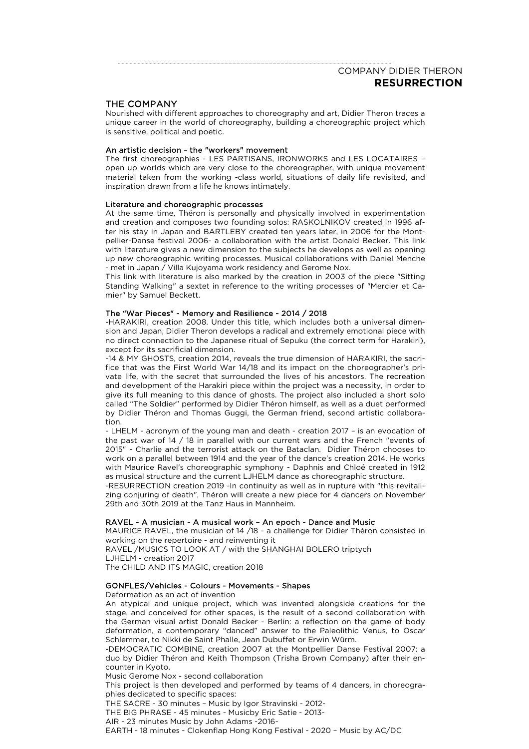COMPANY DIDIER THERON
**RESURRECTION**

## THE COMPANY

Nourished with different approaches to choreography and art, Didier Theron traces a unique career in the world of choreography, building a choreographic project which is sensitive, political and poetic.

### An artistic decision - the "workers" movement

The first choreographies - LES PARTISANS, IRONWORKS and LES LOCATAIRES – open up worlds which are very close to the choreographer, with unique movement material taken from the working -class world, situations of daily life revisited, and inspiration drawn from a life he knows intimately.

### Literature and choreographic processes

At the same time, Théron is personally and physically involved in experimentation and creation and composes two founding solos: RASKOLNIKOV created in 1996 after his stay in Japan and BARTLEBY created ten years later, in 2006 for the Montpellier-Danse festival 2006- a collaboration with the artist Donald Becker. This link with literature gives a new dimension to the subjects he develops as well as opening up new choreographic writing processes. Musical collaborations with Daniel Menche - met in Japan / Villa Kujoyama work residency and Gerome Nox.

This link with literature is also marked by the creation in 2003 of the piece "Sitting Standing Walking" a sextet in reference to the writing processes of "Mercier et Camier" by Samuel Beckett.

### The "War Pieces" - Memory and Resilience - 2014 / 2018

-HARAKIRI, creation 2008. Under this title, which includes both a universal dimension and Japan, Didier Theron develops a radical and extremely emotional piece with no direct connection to the Japanese ritual of Sepuku (the correct term for Harakiri), except for its sacrificial dimension.

-14 & MY GHOSTS, creation 2014, reveals the true dimension of HARAKIRI, the sacrifice that was the First World War 14/18 and its impact on the choreographer's private life, with the secret that surrounded the lives of his ancestors. The recreation and development of the Harakiri piece within the project was a necessity, in order to give its full meaning to this dance of ghosts. The project also included a short solo called "The Soldier" performed by Didier Théron himself, as well as a duet performed by Didier Théron and Thomas Guggi, the German friend, second artistic collaboration.

- LHELM - acronym of the young man and death - creation 2017 – is an evocation of the past war of 14 / 18 in parallel with our current wars and the French "events of 2015" - Charlie and the terrorist attack on the Bataclan. Didier Théron chooses to work on a parallel between 1914 and the year of the dance's creation 2014. He works with Maurice Ravel's choreographic symphony - Daphnis and Chloé created in 1912 as musical structure and the current LJHELM dance as choreographic structure.

-RESURRECTION creation 2019 -In continuity as well as in rupture with "this revitalizing conjuring of death", Théron will create a new piece for 4 dancers on November 29th and 30th 2019 at the Tanz Haus in Mannheim.

### RAVEL - A musician - A musical work – An epoch - Dance and Music

MAURICE RAVEL, the musician of 14 /18 - a challenge for Didier Théron consisted in working on the repertoire - and reinventing it
RAVEL /MUSICS TO LOOK AT / with the SHANGHAI BOLERO triptych
LJHELM - creation 2017
The CHILD AND ITS MAGIC, creation 2018

### GONFLES/Vehicles - Colours - Movements - Shapes

Deformation as an act of invention

An atypical and unique project, which was invented alongside creations for the stage, and conceived for other spaces, is the result of a second collaboration with the German visual artist Donald Becker - Berlin: a reflection on the game of body deformation, a contemporary "danced" answer to the Paleolithic Venus, to Oscar Schlemmer, to Nikki de Saint Phalle, Jean Dubuffet or Erwin Würm.

-DEMOCRATIC COMBINE, creation 2007 at the Montpellier Danse Festival 2007: a duo by Didier Théron and Keith Thompson (Trisha Brown Company) after their encounter in Kyoto.

Music Gerome Nox - second collaboration

This project is then developed and performed by teams of 4 dancers, in choreographies dedicated to specific spaces:

THE SACRE - 30 minutes – Music by Igor Stravinski - 2012-
THE BIG PHRASE - 45 minutes - Musicby Eric Satie - 2013-
AIR - 23 minutes Music by John Adams -2016-
EARTH - 18 minutes - Clokenflap Hong Kong Festival - 2020 – Music by AC/DC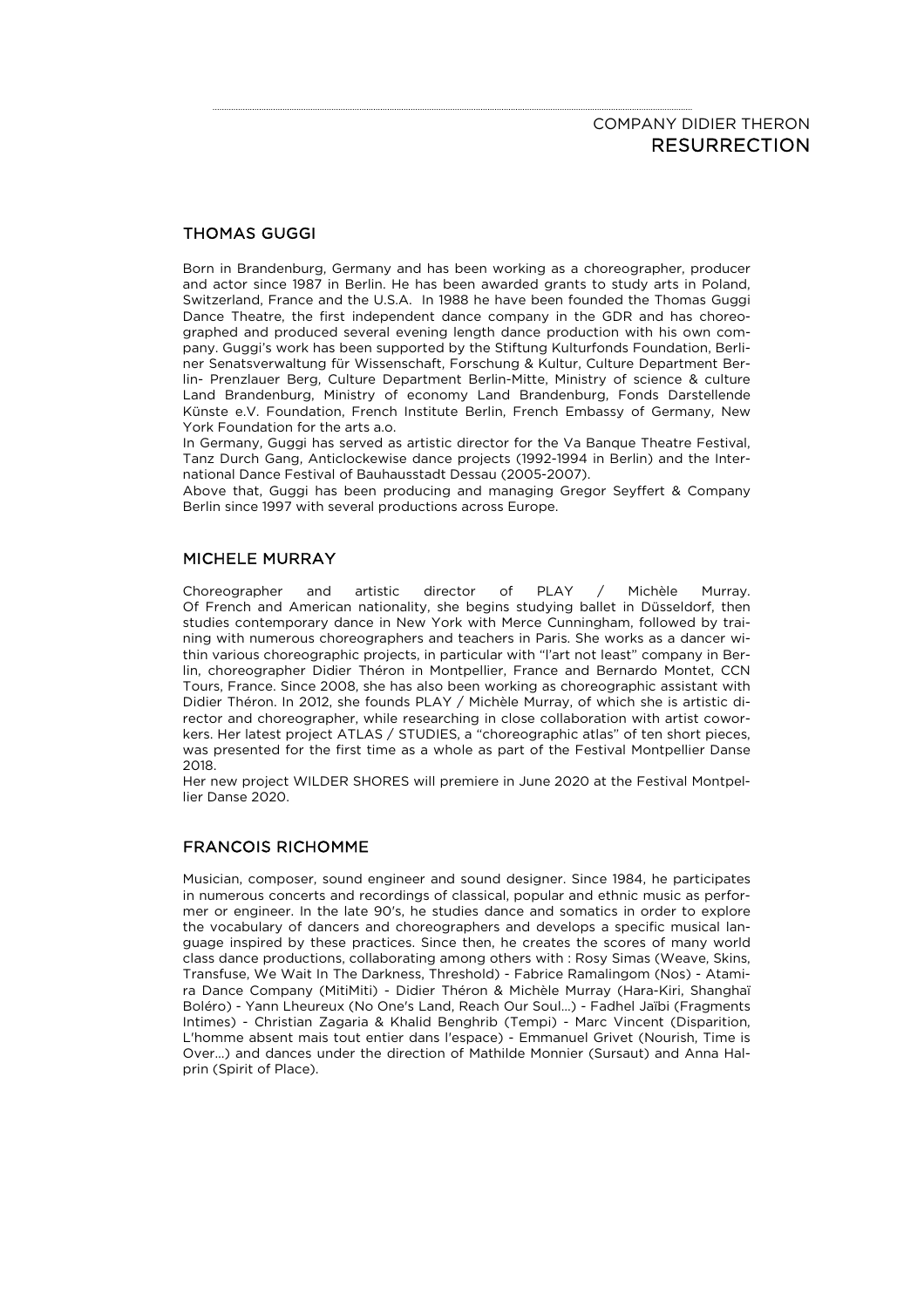## THOMAS GUGGI

Born in Brandenburg, Germany and has been working as a choreographer, producer and actor since 1987 in Berlin. He has been awarded grants to study arts in Poland, Switzerland, France and the U.S.A. In 1988 he have been founded the Thomas Guggi Dance Theatre, the first independent dance company in the GDR and has choreographed and produced several evening length dance production with his own company. Guggi's work has been supported by the Stiftung Kulturfonds Foundation, Berliner Senatsverwaltung für Wissenschaft, Forschung & Kultur, Culture Department Berlin- Prenzlauer Berg, Culture Department Berlin-Mitte, Ministry of science & culture Land Brandenburg, Ministry of economy Land Brandenburg, Fonds Darstellende Künste e.V. Foundation, French Institute Berlin, French Embassy of Germany, New York Foundation for the arts a.o.
In Germany, Guggi has served as artistic director for the Va Banque Theatre Festival, Tanz Durch Gang, Anticlockewise dance projects (1992-1994 in Berlin) and the International Dance Festival of Bauhausstadt Dessau (2005-2007).
Above that, Guggi has been producing and managing Gregor Seyffert & Company Berlin since 1997 with several productions across Europe.

## MICHELE MURRAY

Choreographer and artistic director of PLAY / Michèle Murray.
Of French and American nationality, she begins studying ballet in Düsseldorf, then studies contemporary dance in New York with Merce Cunningham, followed by training with numerous choreographers and teachers in Paris. She works as a dancer within various choreographic projects, in particular with "l'art not least" company in Berlin, choreographer Didier Théron in Montpellier, France and Bernardo Montet, CCN Tours, France. Since 2008, she has also been working as choreographic assistant with Didier Théron. In 2012, she founds PLAY / Michèle Murray, of which she is artistic director and choreographer, while researching in close collaboration with artist coworkers. Her latest project ATLAS / STUDIES, a "choreographic atlas" of ten short pieces, was presented for the first time as a whole as part of the Festival Montpellier Danse 2018.
Her new project WILDER SHORES will premiere in June 2020 at the Festival Montpellier Danse 2020.

## FRANCOIS RICHOMME

Musician, composer, sound engineer and sound designer. Since 1984, he participates in numerous concerts and recordings of classical, popular and ethnic music as performer or engineer. In the late 90's, he studies dance and somatics in order to explore the vocabulary of dancers and choreographers and develops a specific musical language inspired by these practices. Since then, he creates the scores of many world class dance productions, collaborating among others with : Rosy Simas (Weave, Skins, Transfuse, We Wait In The Darkness, Threshold) - Fabrice Ramalingom (Nos) - Atamira Dance Company (MitiMiti) - Didier Théron & Michèle Murray (Hara-Kiri, Shanghaï Boléro) - Yann Lheureux (No One's Land, Reach Our Soul...) - Fadhel Jaïbi (Fragments Intimes) - Christian Zagaria & Khalid Benghrib (Tempi) - Marc Vincent (Disparition, L'homme absent mais tout entier dans l'espace) - Emmanuel Grivet (Nourish, Time is Over...) and dances under the direction of Mathilde Monnier (Sursaut) and Anna Halprin (Spirit of Place).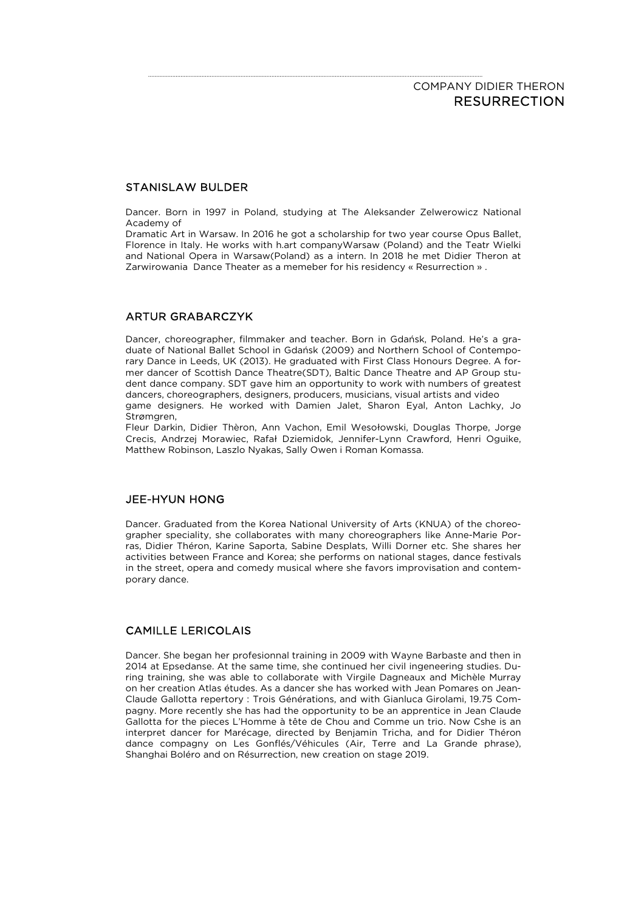## STANISLAW BULDER

Dancer. Born in 1997 in Poland, studying at The Aleksander Zelwerowicz National Academy of
Dramatic Art in Warsaw. In 2016 he got a scholarship for two year course Opus Ballet, Florence in Italy. He works with h.art companyWarsaw (Poland) and the Teatr Wielki and National Opera in Warsaw(Poland) as a intern. In 2018 he met Didier Theron at Zarwirowania Dance Theater as a memeber for his residency « Resurrection » .

## ARTUR GRABARCZYK

Dancer, choreographer, filmmaker and teacher. Born in Gdańsk, Poland. He's a graduate of National Ballet School in Gdańsk (2009) and Northern School of Contemporary Dance in Leeds, UK (2013). He graduated with First Class Honours Degree. A former dancer of Scottish Dance Theatre(SDT), Baltic Dance Theatre and AP Group student dance company. SDT gave him an opportunity to work with numbers of greatest dancers, choreographers, designers, producers, musicians, visual artists and video
game designers. He worked with Damien Jalet, Sharon Eyal, Anton Lachky, Jo Strømgren,
Fleur Darkin, Didier Thèron, Ann Vachon, Emil Wesołowski, Douglas Thorpe, Jorge Crecis, Andrzej Morawiec, Rafał Dziemidok, Jennifer-Lynn Crawford, Henri Oguike, Matthew Robinson, Laszlo Nyakas, Sally Owen i Roman Komassa.

## JEE-HYUN HONG

Dancer. Graduated from the Korea National University of Arts (KNUA) of the choreographer speciality, she collaborates with many choreographers like Anne-Marie Porras, Didier Théron, Karine Saporta, Sabine Desplats, Willi Dorner etc. She shares her activities between France and Korea; she performs on national stages, dance festivals in the street, opera and comedy musical where she favors improvisation and contemporary dance.

## CAMILLE LERICOLAIS

Dancer. She began her profesionnal training in 2009 with Wayne Barbaste and then in 2014 at Epsedanse. At the same time, she continued her civil ingeneering studies. During training, she was able to collaborate with Virgile Dagneaux and Michèle Murray on her creation Atlas études. As a dancer she has worked with Jean Pomares on Jean-Claude Gallotta repertory : Trois Générations, and with Gianluca Girolami, 19.75 Compagny. More recently she has had the opportunity to be an apprentice in Jean Claude Gallotta for the pieces L'Homme à tête de Chou and Comme un trio. Now Cshe is an interpret dancer for Marécage, directed by Benjamin Tricha, and for Didier Théron dance compagny on Les Gonflés/Véhicules (Air, Terre and La Grande phrase), Shanghai Boléro and on Résurrection, new creation on stage 2019.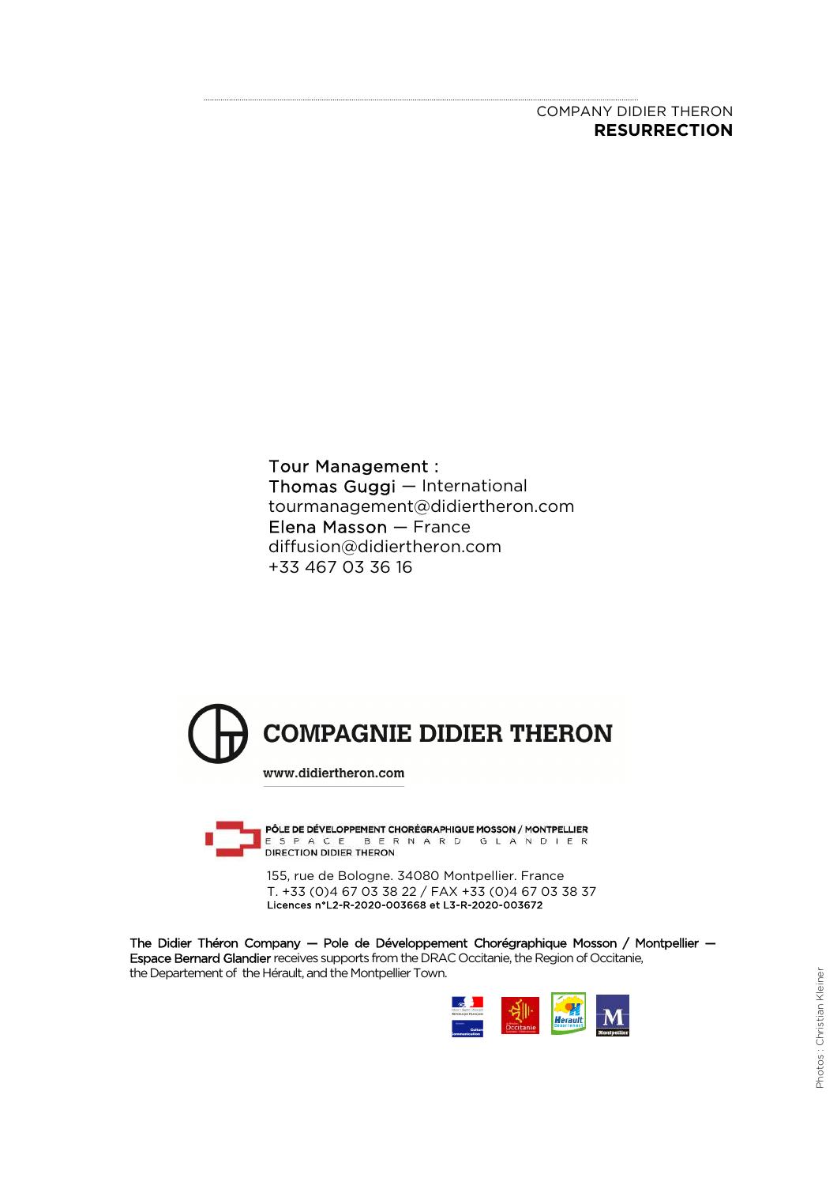Tour Management :
Thomas Guggi — International
tourmanagement@didiertheron.com
Elena Masson — France
diffusion@didiertheron.com
+33 467 03 36 16

**COMPAGNIE DIDIER THERON**

**www.didiertheron.com**

**PÔLE DE DÉVELOPPEMENT CHORÉGRAPHIQUE MOSSON / MONTPELLIER**
ESPACE BERNARD GLANDIER
DIRECTION DIDIER THERON

155, rue de Bologne. 34080 Montpellier. France
T. +33 (0)4 67 03 38 22 / FAX +33 (0)4 67 03 38 37
**Licences n°L2-R-2020-003668 et L3-R-2020-003672**

The Didier Théron Company — Pole de Développement Chorégraphique Mosson / Montpellier — Espace Bernard Glandier receives supports from the DRAC Occitanie, the Region of Occitanie, the Departement of the Hérault, and the Montpellier Town.

Photos : Christian Kleiner